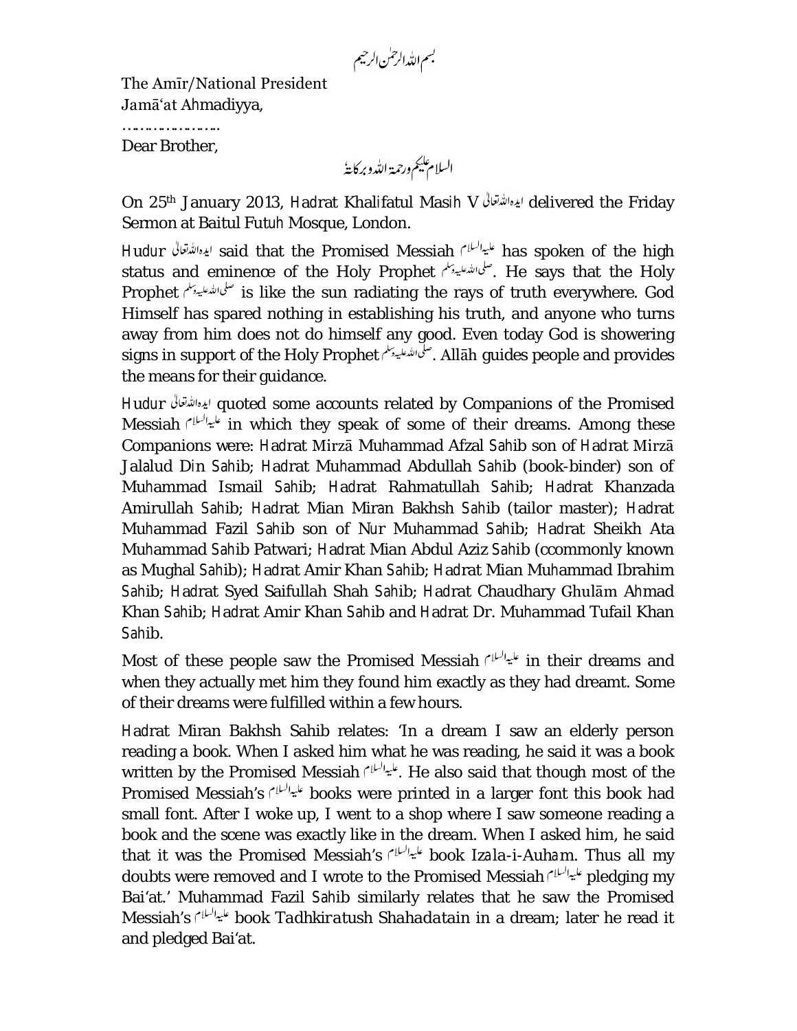بسم اللہ الرحمٰن الرحیم

The Amīr/National President
Jamā'at Ahmadiyya,

…………………….

Dear Brother,

السلام علیکم ورحمۃ اللہ وبرکاتہٗ

On 25th January 2013, Hadrat Khalifatul Masih V ایدہ اللہ تعالیٰ delivered the Friday Sermon at Baitul Futuh Mosque, London.

Hudur ایدہ اللہ تعالیٰ said that the Promised Messiah علیہ السلام has spoken of the high status and eminence of the Holy Prophet صلی اللہ علیہ وسلم. He says that the Holy Prophet صلی اللہ علیہ وسلم is like the sun radiating the rays of truth everywhere. God Himself has spared nothing in establishing his truth, and anyone who turns away from him does not do himself any good. Even today God is showering signs in support of the Holy Prophet صلی اللہ علیہ وسلم. Allāh guides people and provides the means for their guidance.

Hudur ایدہ اللہ تعالیٰ quoted some accounts related by Companions of the Promised Messiah علیہ السلام in which they speak of some of their dreams. Among these Companions were: Hadrat Mirzā Muhammad Afzal Sahib son of Hadrat Mirzā Jalalud Din Sahib; Hadrat Muhammad Abdullah Sahib (book-binder) son of Muhammad Ismail Sahib; Hadrat Rahmatullah Sahib; Hadrat Khanzada Amirullah Sahib; Hadrat Mian Miran Bakhsh Sahib (tailor master); Hadrat Muhammad Fazil Sahib son of Nur Muhammad Sahib; Hadrat Sheikh Ata Muhammad Sahib Patwari; Hadrat Mian Abdul Aziz Sahib (ccommonly known as Mughal Sahib); Hadrat Amir Khan Sahib; Hadrat Mian Muhammad Ibrahim Sahib; Hadrat Syed Saifullah Shah Sahib; Hadrat Chaudhary Ghulām Ahmad Khan Sahib; Hadrat Amir Khan Sahib and Hadrat Dr. Muhammad Tufail Khan Sahib.

Most of these people saw the Promised Messiah علیہ السلام in their dreams and when they actually met him they found him exactly as they had dreamt. Some of their dreams were fulfilled within a few hours.

Hadrat Miran Bakhsh Sahib relates: 'In a dream I saw an elderly person reading a book. When I asked him what he was reading, he said it was a book written by the Promised Messiah علیہ السلام. He also said that though most of the Promised Messiah's علیہ السلام books were printed in a larger font this book had small font. After I woke up, I went to a shop where I saw someone reading a book and the scene was exactly like in the dream. When I asked him, he said that it was the Promised Messiah's علیہ السلام book *Izala-i-Auham*. Thus all my doubts were removed and I wrote to the Promised Messiah علیہ السلام pledging my Bai'at.' Muhammad Fazil Sahib similarly relates that he saw the Promised Messiah's علیہ السلام book *Tadhkiratush Shahadatain* in a dream; later he read it and pledged Bai'at.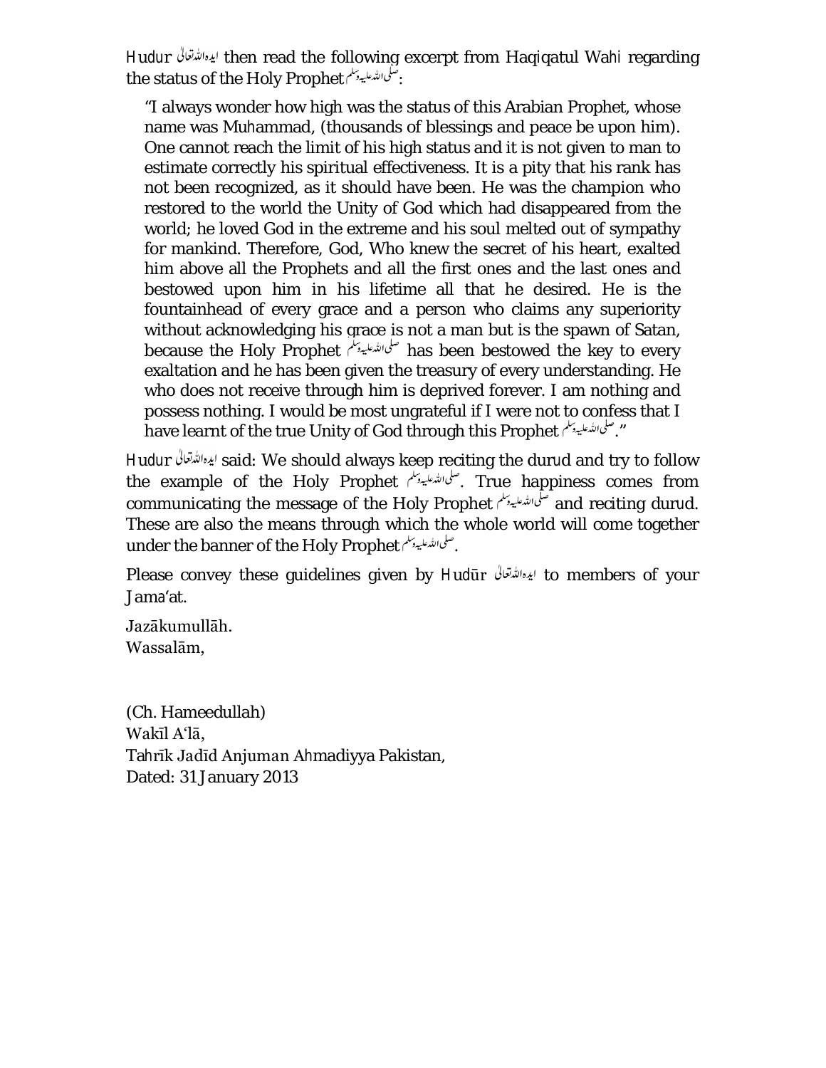Hudur ایدہ اللہ تعالیٰ then read the following excerpt from Haqiqatul Wahi regarding the status of the Holy Prophet صلی اللہ علیہ وسلم:

> "I always wonder how high was the status of this Arabian Prophet, whose name was Muhammad, (thousands of blessings and peace be upon him). One cannot reach the limit of his high status and it is not given to man to estimate correctly his spiritual effectiveness. It is a pity that his rank has not been recognized, as it should have been. He was the champion who restored to the world the Unity of God which had disappeared from the world; he loved God in the extreme and his soul melted out of sympathy for mankind. Therefore, God, Who knew the secret of his heart, exalted him above all the Prophets and all the first ones and the last ones and bestowed upon him in his lifetime all that he desired. He is the fountainhead of every grace and a person who claims any superiority without acknowledging his grace is not a man but is the spawn of Satan, because the Holy Prophet صلی اللہ علیہ وسلم has been bestowed the key to every exaltation and he has been given the treasury of every understanding. He who does not receive through him is deprived forever. I am nothing and possess nothing. I would be most ungrateful if I were not to confess that I have learnt of the true Unity of God through this Prophet صلی اللہ علیہ وسلم."

Hudur ایدہ اللہ تعالیٰ said: We should always keep reciting the durud and try to follow the example of the Holy Prophet صلی اللہ علیہ وسلم. True happiness comes from communicating the message of the Holy Prophet صلی اللہ علیہ وسلم and reciting durud. These are also the means through which the whole world will come together under the banner of the Holy Prophet صلی اللہ علیہ وسلم.

Please convey these guidelines given by Hudūr ایدہ اللہ تعالیٰ to members of your Jama'at.

Jazākumullāh.
Wassalām,

(Ch. Hameedullah)
Wakīl A'lā,
Tahrīk Jadīd Anjuman Ahmadiyya Pakistan,
Dated: 31 January 2013